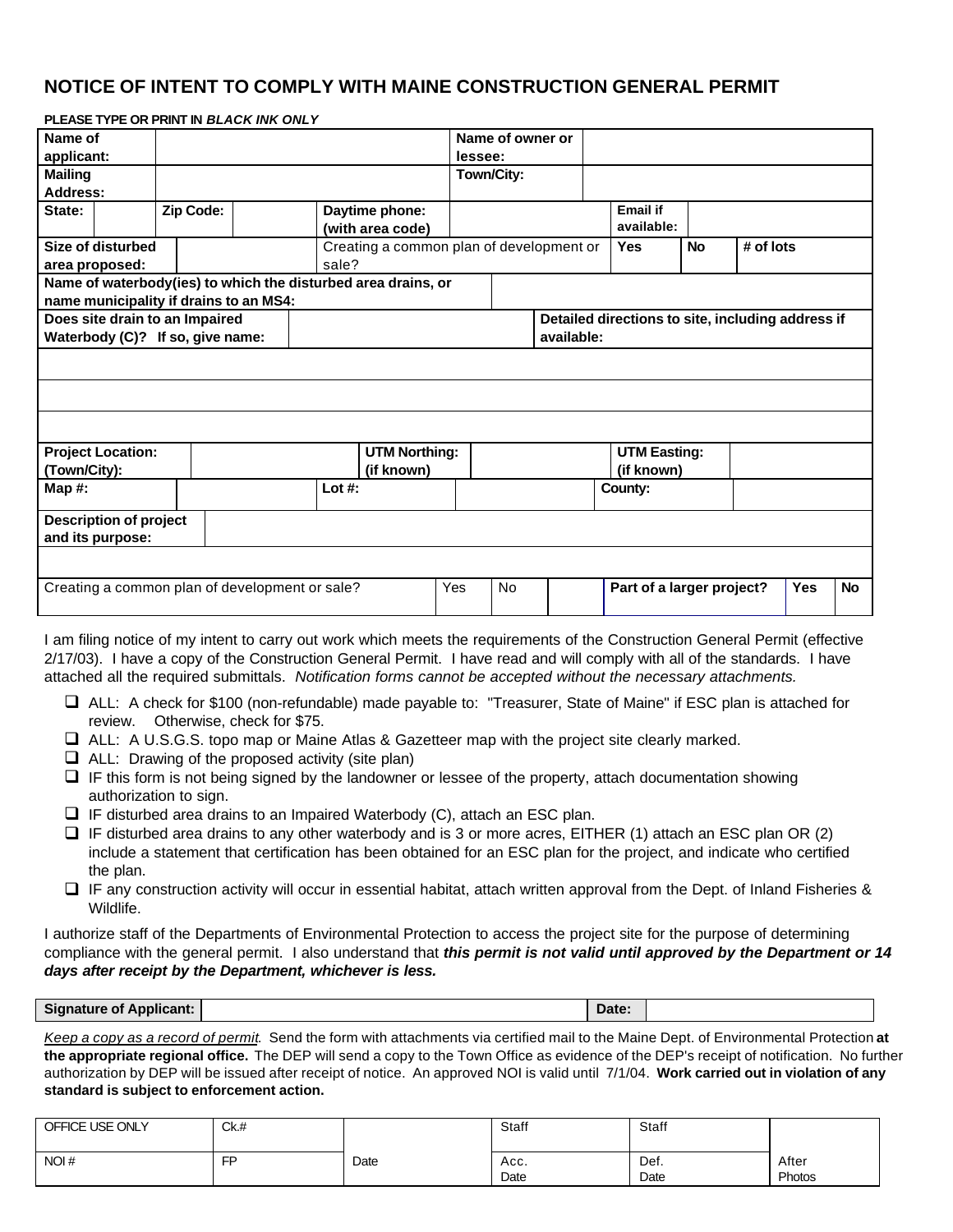# NOTICE OF INTENT TO COMPLY WITH MAINE CONSTRUCTION GENERAL PERMIT

**PLEASE TYPE OR PRINT IN *BLACK INK ONLY***

| | | | | | | | |
|---|---|---|---|---|---|---|---|
| **Name of applicant:** | | **Name of owner or lessee:** | | | | | |
| **Mailing Address:** | | **Town/City:** | | | | | |
| **State:** | | **Zip Code:** | | **Daytime phone: (with area code)** | | **Email if available:** | |
| **Size of disturbed area proposed:** | | Creating a common plan of development or sale? | | **Yes** | **No** | **# of lots** | |
| **Name of waterbody(ies) to which the disturbed area drains, or name municipality if drains to an MS4:** | | | | | | | |
| **Does site drain to an Impaired Waterbody (C)? If so, give name:** | | | | **Detailed directions to site, including address if available:** | | | |
| | | | | | | | |
| | | | | | | | |
| | | | | | | | |
| **Project Location: (Town/City):** | | **UTM Northing: (if known)** | | **UTM Easting: (if known)** | | | |
| **Map #:** | | **Lot #:** | | **County:** | | | |
| **Description of project and its purpose:** | | | | | | | |
| | | | | | | | |
| Creating a common plan of development or sale? | Yes | No | | **Part of a larger project?** | **Yes** | **No** | |

I am filing notice of my intent to carry out work which meets the requirements of the Construction General Permit (effective 2/17/03). I have a copy of the Construction General Permit. I have read and will comply with all of the standards. I have attached all the required submittals. *Notification forms cannot be accepted without the necessary attachments.*

- ☐ ALL: A check for $100 (non-refundable) made payable to: "Treasurer, State of Maine" if ESC plan is attached for review. Otherwise, check for $75.
- ☐ ALL: A U.S.G.S. topo map or Maine Atlas & Gazetteer map with the project site clearly marked.
- ☐ ALL: Drawing of the proposed activity (site plan)
- ☐ IF this form is not being signed by the landowner or lessee of the property, attach documentation showing authorization to sign.
- ☐ IF disturbed area drains to an Impaired Waterbody (C), attach an ESC plan.
- ☐ IF disturbed area drains to any other waterbody and is 3 or more acres, EITHER (1) attach an ESC plan OR (2) include a statement that certification has been obtained for an ESC plan for the project, and indicate who certified the plan.
- ☐ IF any construction activity will occur in essential habitat, attach written approval from the Dept. of Inland Fisheries & Wildlife.

I authorize staff of the Departments of Environmental Protection to access the project site for the purpose of determining compliance with the general permit. I also understand that ***this permit is not valid until approved by the Department or 14 days after receipt by the Department, whichever is less.***

| **Signature of Applicant:** | | **Date:** | |
|---|---|---|---|

*Keep a copy as a record of permit.* Send the form with attachments via certified mail to the Maine Dept. of Environmental Protection **at the appropriate regional office.** The DEP will send a copy to the Town Office as evidence of the DEP's receipt of notification. No further authorization by DEP will be issued after receipt of notice. An approved NOI is valid until 7/1/04. **Work carried out in violation of any standard is subject to enforcement action.**

| OFFICE USE ONLY | Ck.# | | Staff | Staff | |
|---|---|---|---|---|---|
| NOI # | FP | Date | Acc. Date | Def. Date | After Photos |